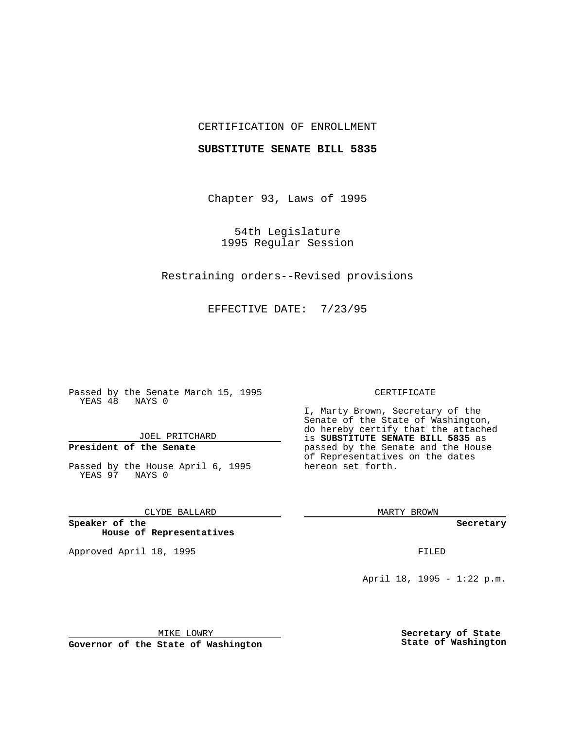CERTIFICATION OF ENROLLMENT

**SUBSTITUTE SENATE BILL 5835**

Chapter 93, Laws of 1995

54th Legislature
1995 Regular Session

Restraining orders--Revised provisions

EFFECTIVE DATE: 7/23/95

Passed by the Senate March 15, 1995
YEAS 48 NAYS 0

JOEL PRITCHARD

**President of the Senate**

Passed by the House April 6, 1995
YEAS 97 NAYS 0

CLYDE BALLARD

**Speaker of the House of Representatives**

Approved April 18, 1995

MIKE LOWRY

**Governor of the State of Washington**

CERTIFICATE

I, Marty Brown, Secretary of the Senate of the State of Washington, do hereby certify that the attached is **SUBSTITUTE SENATE BILL 5835** as passed by the Senate and the House of Representatives on the dates hereon set forth.

MARTY BROWN

**Secretary**

FILED

April 18, 1995 - 1:22 p.m.

**Secretary of State**
**State of Washington**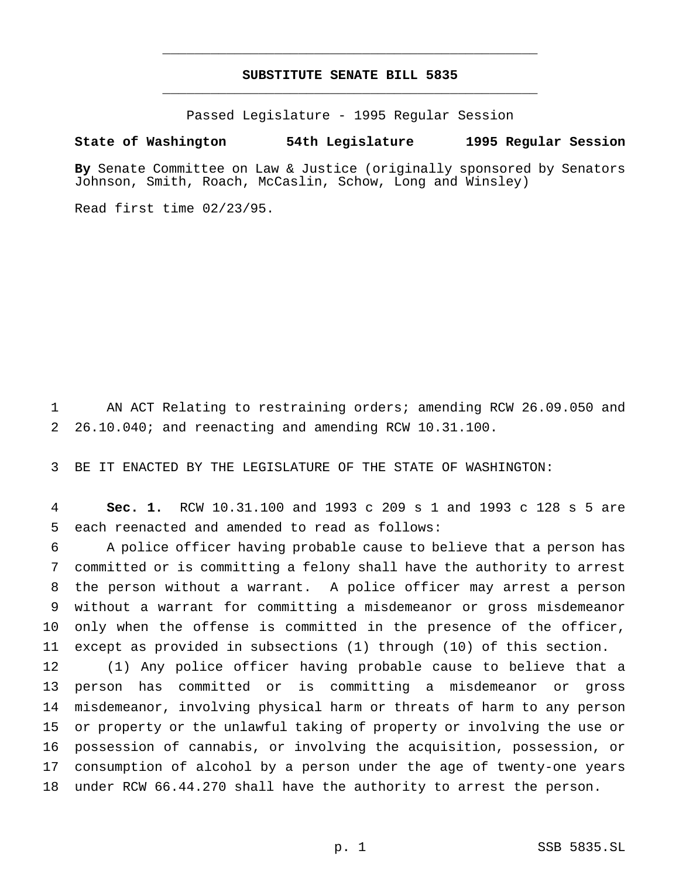# SUBSTITUTE SENATE BILL 5835

Passed Legislature - 1995 Regular Session

**State of Washington 54th Legislature 1995 Regular Session**

**By** Senate Committee on Law & Justice (originally sponsored by Senators Johnson, Smith, Roach, McCaslin, Schow, Long and Winsley)

Read first time 02/23/95.

AN ACT Relating to restraining orders; amending RCW 26.09.050 and 26.10.040; and reenacting and amending RCW 10.31.100.

BE IT ENACTED BY THE LEGISLATURE OF THE STATE OF WASHINGTON:

**Sec. 1.** RCW 10.31.100 and 1993 c 209 s 1 and 1993 c 128 s 5 are each reenacted and amended to read as follows:

A police officer having probable cause to believe that a person has committed or is committing a felony shall have the authority to arrest the person without a warrant. A police officer may arrest a person without a warrant for committing a misdemeanor or gross misdemeanor only when the offense is committed in the presence of the officer, except as provided in subsections (1) through (10) of this section.

(1) Any police officer having probable cause to believe that a person has committed or is committing a misdemeanor or gross misdemeanor, involving physical harm or threats of harm to any person or property or the unlawful taking of property or involving the use or possession of cannabis, or involving the acquisition, possession, or consumption of alcohol by a person under the age of twenty-one years under RCW 66.44.270 shall have the authority to arrest the person.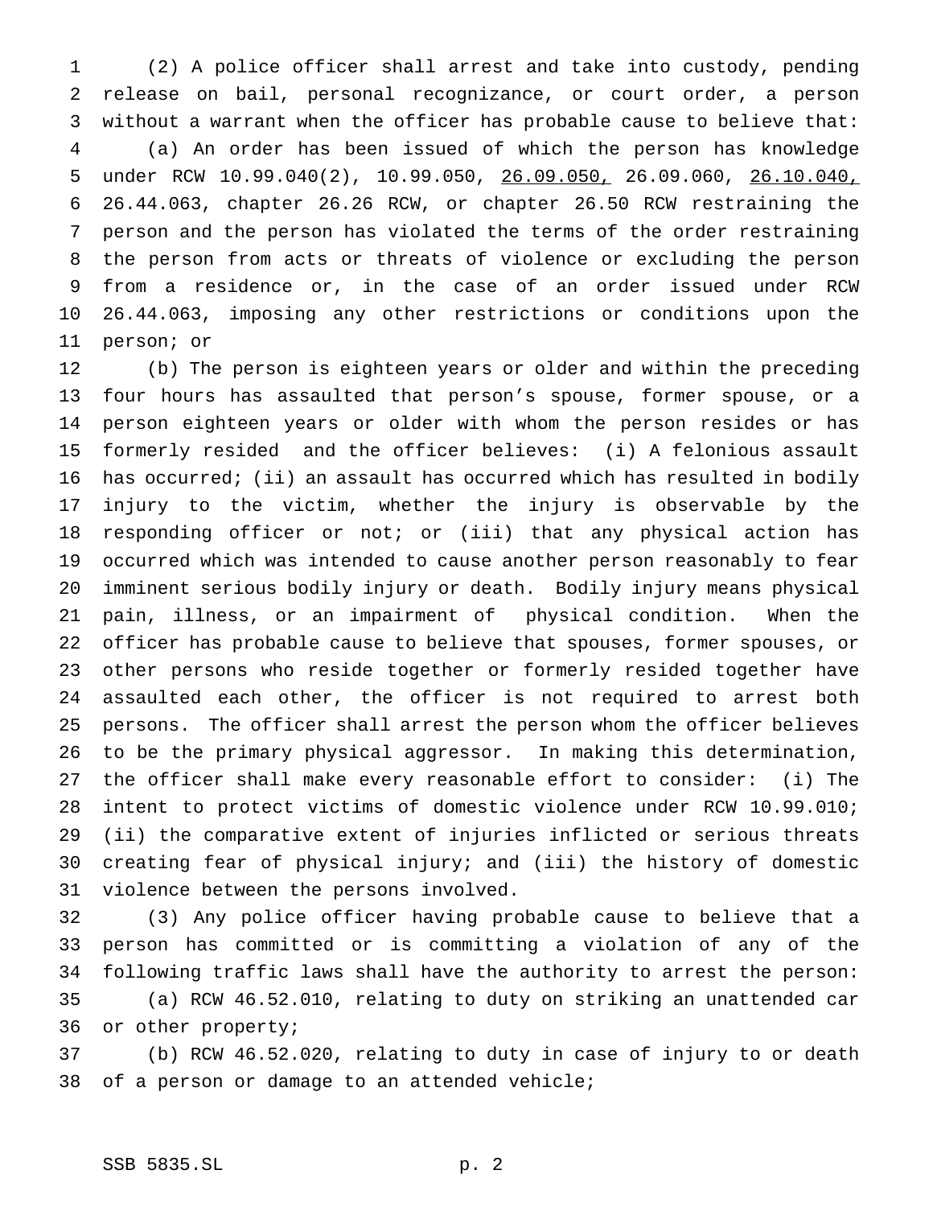(2) A police officer shall arrest and take into custody, pending release on bail, personal recognizance, or court order, a person without a warrant when the officer has probable cause to believe that:

(a) An order has been issued of which the person has knowledge under RCW 10.99.040(2), 10.99.050, 26.09.050, 26.09.060, 26.10.040, 26.44.063, chapter 26.26 RCW, or chapter 26.50 RCW restraining the person and the person has violated the terms of the order restraining the person from acts or threats of violence or excluding the person from a residence or, in the case of an order issued under RCW 26.44.063, imposing any other restrictions or conditions upon the person; or

(b) The person is eighteen years or older and within the preceding four hours has assaulted that person's spouse, former spouse, or a person eighteen years or older with whom the person resides or has formerly resided and the officer believes: (i) A felonious assault has occurred; (ii) an assault has occurred which has resulted in bodily injury to the victim, whether the injury is observable by the responding officer or not; or (iii) that any physical action has occurred which was intended to cause another person reasonably to fear imminent serious bodily injury or death. Bodily injury means physical pain, illness, or an impairment of physical condition. When the officer has probable cause to believe that spouses, former spouses, or other persons who reside together or formerly resided together have assaulted each other, the officer is not required to arrest both persons. The officer shall arrest the person whom the officer believes to be the primary physical aggressor. In making this determination, the officer shall make every reasonable effort to consider: (i) The intent to protect victims of domestic violence under RCW 10.99.010; (ii) the comparative extent of injuries inflicted or serious threats creating fear of physical injury; and (iii) the history of domestic violence between the persons involved.

(3) Any police officer having probable cause to believe that a person has committed or is committing a violation of any of the following traffic laws shall have the authority to arrest the person:

(a) RCW 46.52.010, relating to duty on striking an unattended car or other property;

(b) RCW 46.52.020, relating to duty in case of injury to or death of a person or damage to an attended vehicle;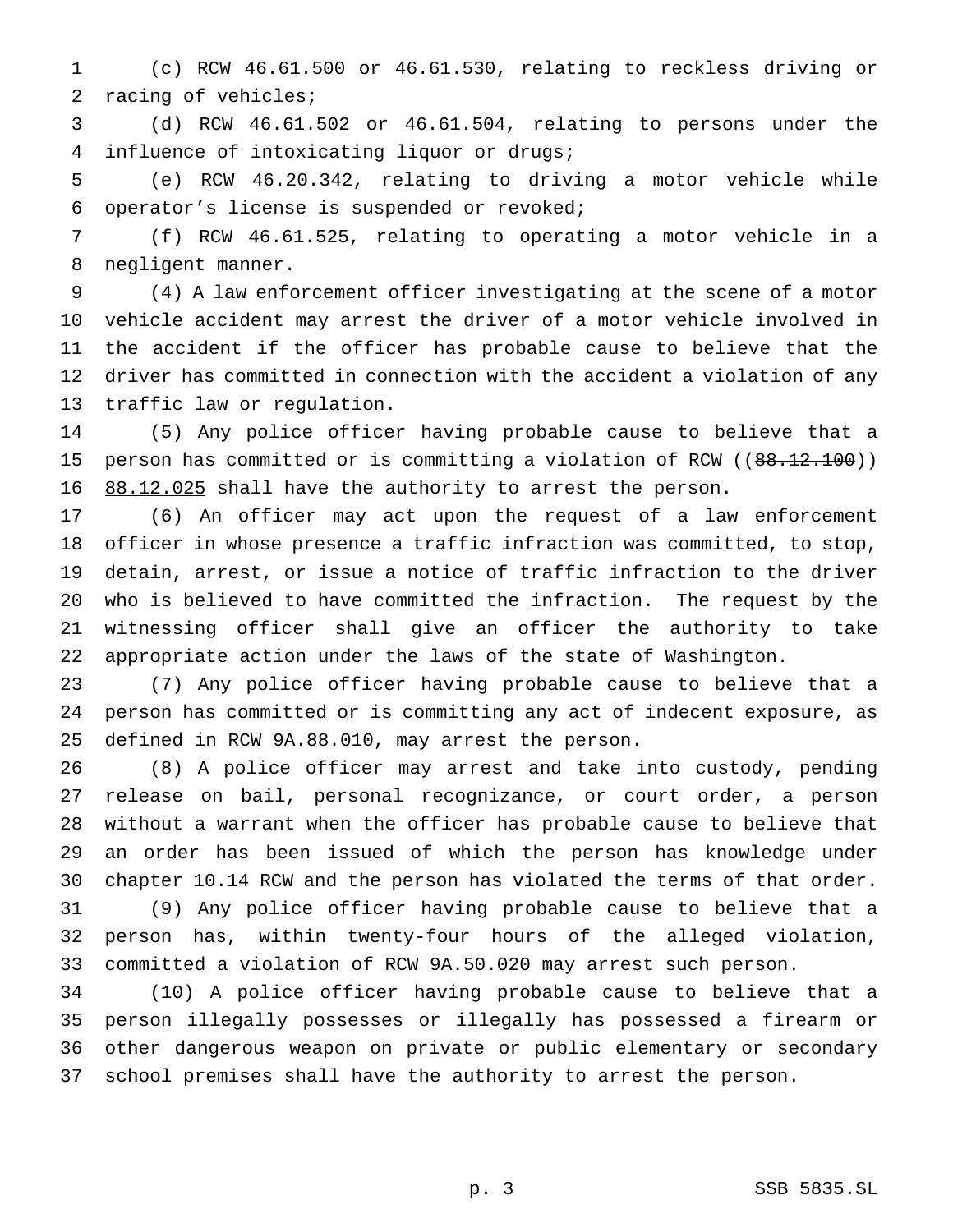(c) RCW 46.61.500 or 46.61.530, relating to reckless driving or racing of vehicles;

(d) RCW 46.61.502 or 46.61.504, relating to persons under the influence of intoxicating liquor or drugs;

(e) RCW 46.20.342, relating to driving a motor vehicle while operator's license is suspended or revoked;

(f) RCW 46.61.525, relating to operating a motor vehicle in a negligent manner.

(4) A law enforcement officer investigating at the scene of a motor vehicle accident may arrest the driver of a motor vehicle involved in the accident if the officer has probable cause to believe that the driver has committed in connection with the accident a violation of any traffic law or regulation.

(5) Any police officer having probable cause to believe that a person has committed or is committing a violation of RCW ((~~88.12.100~~)) <u>88.12.025</u> shall have the authority to arrest the person.

(6) An officer may act upon the request of a law enforcement officer in whose presence a traffic infraction was committed, to stop, detain, arrest, or issue a notice of traffic infraction to the driver who is believed to have committed the infraction. The request by the witnessing officer shall give an officer the authority to take appropriate action under the laws of the state of Washington.

(7) Any police officer having probable cause to believe that a person has committed or is committing any act of indecent exposure, as defined in RCW 9A.88.010, may arrest the person.

(8) A police officer may arrest and take into custody, pending release on bail, personal recognizance, or court order, a person without a warrant when the officer has probable cause to believe that an order has been issued of which the person has knowledge under chapter 10.14 RCW and the person has violated the terms of that order.

(9) Any police officer having probable cause to believe that a person has, within twenty-four hours of the alleged violation, committed a violation of RCW 9A.50.020 may arrest such person.

(10) A police officer having probable cause to believe that a person illegally possesses or illegally has possessed a firearm or other dangerous weapon on private or public elementary or secondary school premises shall have the authority to arrest the person.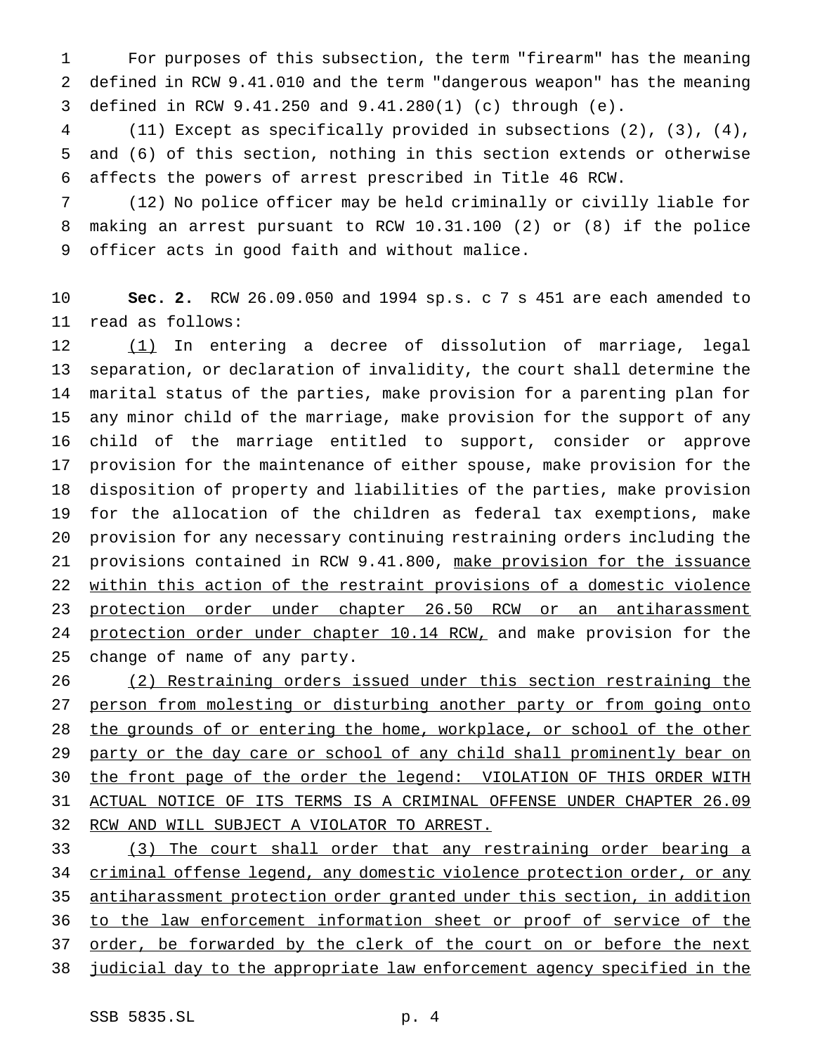For purposes of this subsection, the term "firearm" has the meaning defined in RCW 9.41.010 and the term "dangerous weapon" has the meaning defined in RCW 9.41.250 and 9.41.280(1) (c) through (e).

(11) Except as specifically provided in subsections (2), (3), (4), and (6) of this section, nothing in this section extends or otherwise affects the powers of arrest prescribed in Title 46 RCW.

(12) No police officer may be held criminally or civilly liable for making an arrest pursuant to RCW 10.31.100 (2) or (8) if the police officer acts in good faith and without malice.

**Sec. 2.** RCW 26.09.050 and 1994 sp.s. c 7 s 451 are each amended to read as follows:

<u>(1)</u> In entering a decree of dissolution of marriage, legal separation, or declaration of invalidity, the court shall determine the marital status of the parties, make provision for a parenting plan for any minor child of the marriage, make provision for the support of any child of the marriage entitled to support, consider or approve provision for the maintenance of either spouse, make provision for the disposition of property and liabilities of the parties, make provision for the allocation of the children as federal tax exemptions, make provision for any necessary continuing restraining orders including the provisions contained in RCW 9.41.800, <u>make provision for the issuance within this action of the restraint provisions of a domestic violence protection order under chapter 26.50 RCW or an antiharassment protection order under chapter 10.14 RCW,</u> and make provision for the change of name of any party.

<u>(2) Restraining orders issued under this section restraining the person from molesting or disturbing another party or from going onto the grounds of or entering the home, workplace, or school of the other party or the day care or school of any child shall prominently bear on the front page of the order the legend: VIOLATION OF THIS ORDER WITH ACTUAL NOTICE OF ITS TERMS IS A CRIMINAL OFFENSE UNDER CHAPTER 26.09 RCW AND WILL SUBJECT A VIOLATOR TO ARREST.</u>

<u>(3) The court shall order that any restraining order bearing a criminal offense legend, any domestic violence protection order, or any antiharassment protection order granted under this section, in addition to the law enforcement information sheet or proof of service of the order, be forwarded by the clerk of the court on or before the next judicial day to the appropriate law enforcement agency specified in the</u>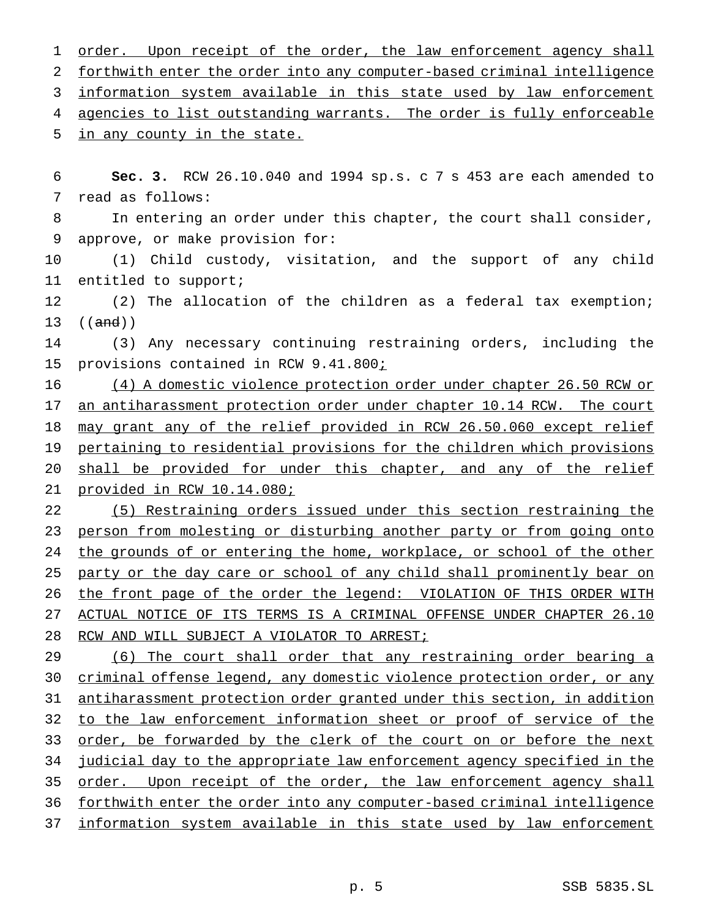order. Upon receipt of the order, the law enforcement agency shall forthwith enter the order into any computer-based criminal intelligence information system available in this state used by law enforcement agencies to list outstanding warrants. The order is fully enforceable in any county in the state.

**Sec. 3.** RCW 26.10.040 and 1994 sp.s. c 7 s 453 are each amended to read as follows:

In entering an order under this chapter, the court shall consider, approve, or make provision for:

(1) Child custody, visitation, and the support of any child entitled to support;

(2) The allocation of the children as a federal tax exemption; ((~~and~~))

(3) Any necessary continuing restraining orders, including the provisions contained in RCW 9.41.800;

(4) A domestic violence protection order under chapter 26.50 RCW or an antiharassment protection order under chapter 10.14 RCW. The court may grant any of the relief provided in RCW 26.50.060 except relief pertaining to residential provisions for the children which provisions shall be provided for under this chapter, and any of the relief provided in RCW 10.14.080;

(5) Restraining orders issued under this section restraining the person from molesting or disturbing another party or from going onto the grounds of or entering the home, workplace, or school of the other party or the day care or school of any child shall prominently bear on the front page of the order the legend: VIOLATION OF THIS ORDER WITH ACTUAL NOTICE OF ITS TERMS IS A CRIMINAL OFFENSE UNDER CHAPTER 26.10 RCW AND WILL SUBJECT A VIOLATOR TO ARREST;

(6) The court shall order that any restraining order bearing a criminal offense legend, any domestic violence protection order, or any antiharassment protection order granted under this section, in addition to the law enforcement information sheet or proof of service of the order, be forwarded by the clerk of the court on or before the next judicial day to the appropriate law enforcement agency specified in the order. Upon receipt of the order, the law enforcement agency shall forthwith enter the order into any computer-based criminal intelligence information system available in this state used by law enforcement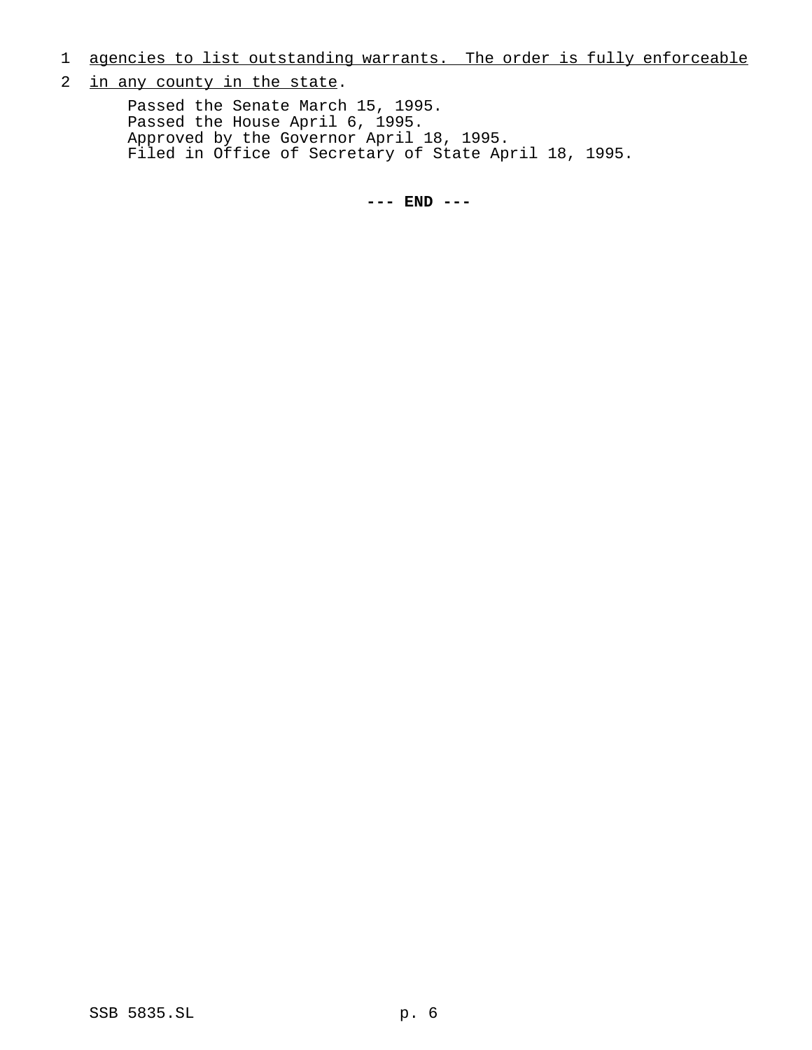agencies to list outstanding warrants. The order is fully enforceable in any county in the state.

Passed the Senate March 15, 1995.
Passed the House April 6, 1995.
Approved by the Governor April 18, 1995.
Filed in Office of Secretary of State April 18, 1995.

**--- END ---**